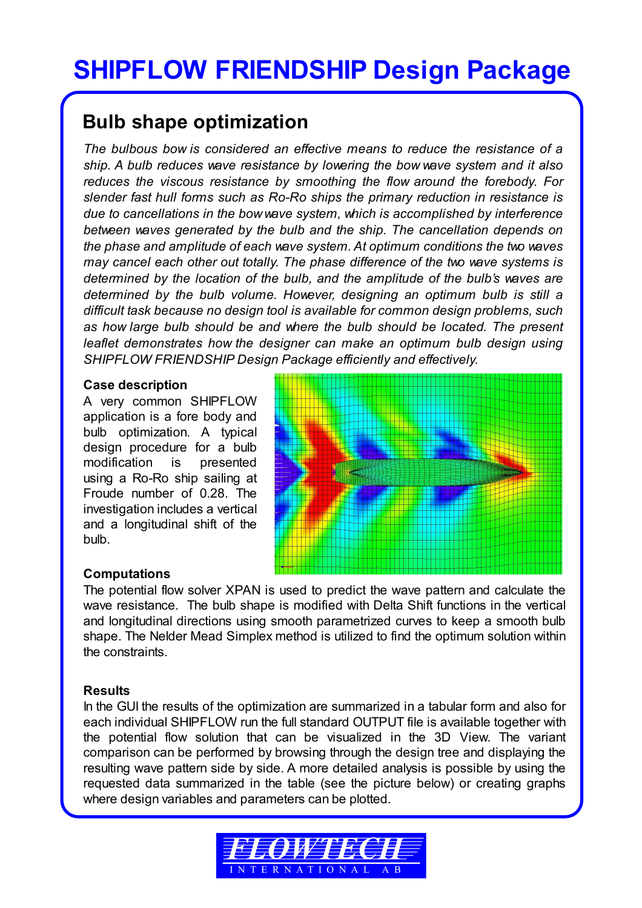# SHIPFLOW FRIENDSHIP Design Package

## Bulb shape optimization

*The bulbous bow is considered an effective means to reduce the resistance of a ship. A bulb reduces wave resistance by lowering the bow wave system and it also reduces the viscous resistance by smoothing the flow around the forebody. For slender fast hull forms such as Ro-Ro ships the primary reduction in resistance is due to cancellations in the bow wave system, which is accomplished by interference between waves generated by the bulb and the ship. The cancellation depends on the phase and amplitude of each wave system. At optimum conditions the two waves may cancel each other out totally. The phase difference of the two wave systems is determined by the location of the bulb, and the amplitude of the bulb's waves are determined by the bulb volume. However, designing an optimum bulb is still a difficult task because no design tool is available for common design problems, such as how large bulb should be and where the bulb should be located. The present leaflet demonstrates how the designer can make an optimum bulb design using SHIPFLOW FRIENDSHIP Design Package efficiently and effectively.*

### Case description

A very common SHIPFLOW application is a fore body and bulb optimization. A typical design procedure for a bulb modification is presented using a Ro-Ro ship sailing at Froude number of 0.28. The investigation includes a vertical and a longitudinal shift of the bulb.

### Computations

The potential flow solver XPAN is used to predict the wave pattern and calculate the wave resistance. The bulb shape is modified with Delta Shift functions in the vertical and longitudinal directions using smooth parametrized curves to keep a smooth bulb shape. The Nelder Mead Simplex method is utilized to find the optimum solution within the constraints.

### Results

In the GUI the results of the optimization are summarized in a tabular form and also for each individual SHIPFLOW run the full standard OUTPUT file is available together with the potential flow solution that can be visualized in the 3D View. The variant comparison can be performed by browsing through the design tree and displaying the resulting wave pattern side by side. A more detailed analysis is possible by using the requested data summarized in the table (see the picture below) or creating graphs where design variables and parameters can be plotted.

FLOWTECH INTERNATIONAL AB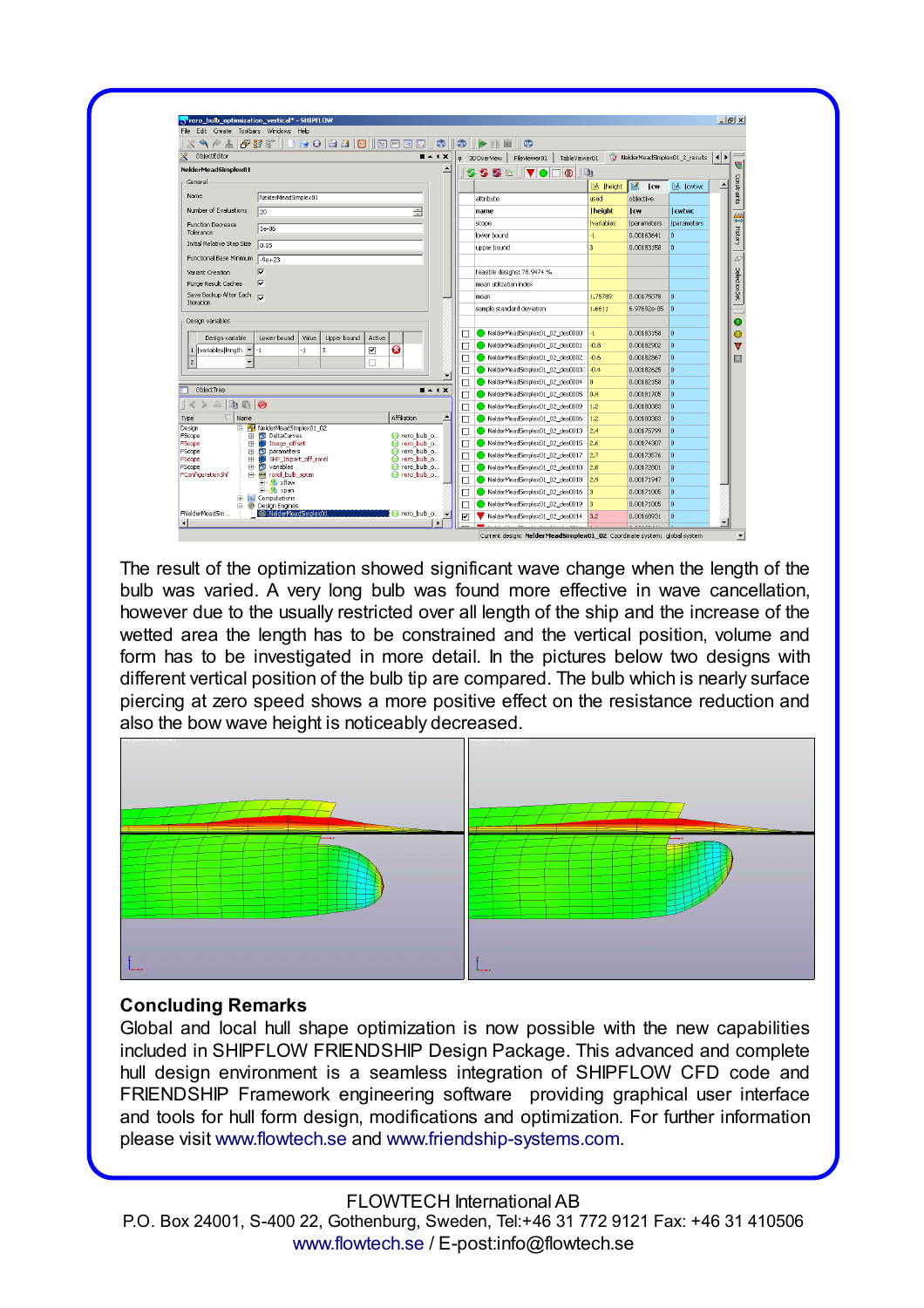The result of the optimization showed significant wave change when the length of the bulb was varied. A very long bulb was found more effective in wave cancellation, however due to the usually restricted over all length of the ship and the increase of the wetted area the length has to be constrained and the vertical position, volume and form has to be investigated in more detail. In the pictures below two designs with different vertical position of the bulb tip are compared. The bulb which is nearly surface piercing at zero speed shows a more positive effect on the resistance reduction and also the bow wave height is noticeably decreased.

## Concluding Remarks

Global and local hull shape optimization is now possible with the new capabilities included in SHIPFLOW FRIENDSHIP Design Package. This advanced and complete hull design environment is a seamless integration of SHIPFLOW CFD code and FRIENDSHIP Framework engineering software providing graphical user interface and tools for hull form design, modifications and optimization. For further information please visit www.flowtech.se and www.friendship-systems.com.

FLOWTECH International AB
P.O. Box 24001, S-400 22, Gothenburg, Sweden, Tel:+46 31 772 9121 Fax: +46 31 410506
www.flowtech.se / E-post:info@flowtech.se